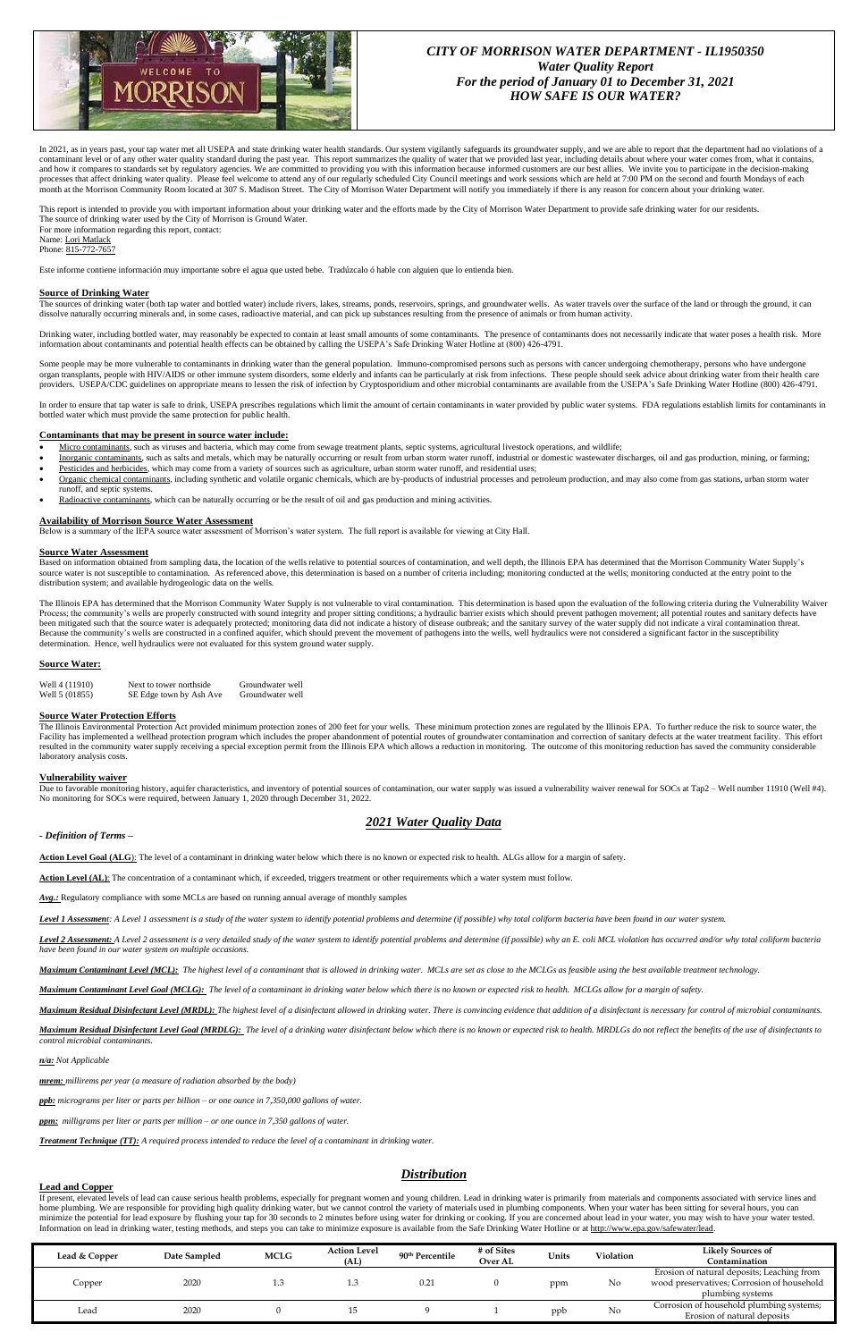# CITY OF MORRISON WATER DEPARTMENT - IL1950350
## *Water Quality Report*
## *For the period of January 01 to December 31, 2021*
## *HOW SAFE IS OUR WATER?*

In 2021, as in years past, your tap water met all USEPA and state drinking water health standards. Our system vigilantly safeguards its groundwater supply, and we are able to report that the department had no violations of a contaminant level or of any other water quality standard during the past year. This report summarizes the quality of water that we provided last year, including details about where your water comes from, what it contains, and how it compares to standards set by regulatory agencies. We are committed to providing you with this information because informed customers are our best allies. We invite you to participate in the decision-making processes that affect drinking water quality. Please feel welcome to attend any of our regularly scheduled City Council meetings and work sessions which are held at 7:00 PM on the second and fourth Mondays of each month at the Morrison Community Room located at 307 S. Madison Street. The City of Morrison Water Department will notify you immediately if there is any reason for concern about your drinking water.

This report is intended to provide you with important information about your drinking water and the efforts made by the City of Morrison Water Department to provide safe drinking water for our residents.
The source of drinking water used by the City of Morrison is Ground Water.
For more information regarding this report, contact:
Name: Lori Matlack
Phone: 815-772-7657

Este informe contiene información muy importante sobre el agua que usted bebe. Tradúzcalo ó hable con alguien que lo entienda bien.

### Source of Drinking Water

The sources of drinking water (both tap water and bottled water) include rivers, lakes, streams, ponds, reservoirs, springs, and groundwater wells. As water travels over the surface of the land or through the ground, it can dissolve naturally occurring minerals and, in some cases, radioactive material, and can pick up substances resulting from the presence of animals or from human activity.

Drinking water, including bottled water, may reasonably be expected to contain at least small amounts of some contaminants. The presence of contaminants does not necessarily indicate that water poses a health risk. More information about contaminants and potential health effects can be obtained by calling the USEPA's Safe Drinking Water Hotline at (800) 426-4791.

Some people may be more vulnerable to contaminants in drinking water than the general population. Immuno-compromised persons such as persons with cancer undergoing chemotherapy, persons who have undergone organ transplants, people with HIV/AIDS or other immune system disorders, some elderly and infants can be particularly at risk from infections. These people should seek advice about drinking water from their health care providers. USEPA/CDC guidelines on appropriate means to lessen the risk of infection by Cryptosporidium and other microbial contaminants are available from the USEPA's Safe Drinking Water Hotline (800) 426-4791.

In order to ensure that tap water is safe to drink, USEPA prescribes regulations which limit the amount of certain contaminants in water provided by public water systems. FDA regulations establish limits for contaminants in bottled water which must provide the same protection for public health.

### Contaminants that may be present in source water include:

- Micro contaminants, such as viruses and bacteria, which may come from sewage treatment plants, septic systems, agricultural livestock operations, and wildlife;
- Inorganic contaminants, such as salts and metals, which may be naturally occurring or result from urban storm water runoff, industrial or domestic wastewater discharges, oil and gas production, mining, or farming;
- Pesticides and herbicides, which may come from a variety of sources such as agriculture, urban storm water runoff, and residential uses;
- Organic chemical contaminants, including synthetic and volatile organic chemicals, which are by-products of industrial processes and petroleum production, and may also come from gas stations, urban storm water runoff, and septic systems.
- Radioactive contaminants, which can be naturally occurring or be the result of oil and gas production and mining activities.

### Availability of Morrison Source Water Assessment

Below is a summary of the IEPA source water assessment of Morrison's water system. The full report is available for viewing at City Hall.

### Source Water Assessment

Based on information obtained from sampling data, the location of the wells relative to potential sources of contamination, and well depth, the Illinois EPA has determined that the Morrison Community Water Supply's source water is not susceptible to contamination. As referenced above, this determination is based on a number of criteria including; monitoring conducted at the wells; monitoring conducted at the entry point to the distribution system; and available hydrogeologic data on the wells.

The Illinois EPA has determined that the Morrison Community Water Supply is not vulnerable to viral contamination. This determination is based upon the evaluation of the following criteria during the Vulnerability Waiver Process; the community's wells are properly constructed with sound integrity and proper sitting conditions; a hydraulic barrier exists which should prevent pathogen movement; all potential routes and sanitary defects have been mitigated such that the source water is adequately protected; monitoring data did not indicate a history of disease outbreak; and the sanitary survey of the water supply did not indicate a viral contamination threat. Because the community's wells are constructed in a confined aquifer, which should prevent the movement of pathogens into the wells, well hydraulics were not considered a significant factor in the susceptibility determination. Hence, well hydraulics were not evaluated for this system ground water supply.

### Source Water:

| | | |
|---|---|---|
| Well 4 (11910) | Next to tower northside | Groundwater well |
| Well 5 (01855) | SE Edge town by Ash Ave | Groundwater well |

### Source Water Protection Efforts

The Illinois Environmental Protection Act provided minimum protection zones of 200 feet for your wells. These minimum protection zones are regulated by the Illinois EPA. To further reduce the risk to source water, the Facility has implemented a wellhead protection program which includes the proper abandonment of potential routes of groundwater contamination and correction of sanitary defects at the water treatment facility. This effort resulted in the community water supply receiving a special exception permit from the Illinois EPA which allows a reduction in monitoring. The outcome of this monitoring reduction has saved the community considerable laboratory analysis costs.

### Vulnerability waiver

Due to favorable monitoring history, aquifer characteristics, and inventory of potential sources of contamination, our water supply was issued a vulnerability waiver renewal for SOCs at Tap2 – Well number 11910 (Well #4). No monitoring for SOCs were required, between January 1, 2020 through December 31, 2022.

## *2021 Water Quality Data*

*- Definition of Terms –*

**Action Level Goal (ALG):** The level of a contaminant in drinking water below which there is no known or expected risk to health. ALGs allow for a margin of safety.

**Action Level (AL):** The concentration of a contaminant which, if exceeded, triggers treatment or other requirements which a water system must follow.

***Avg.:*** Regulatory compliance with some MCLs are based on running annual average of monthly samples

***Level 1 Assessment:*** *A Level 1 assessment is a study of the water system to identify potential problems and determine (if possible) why total coliform bacteria have been found in our water system.*

***Level 2 Assessment:*** *A Level 2 assessment is a very detailed study of the water system to identify potential problems and determine (if possible) why an E. coli MCL violation has occurred and/or why total coliform bacteria have been found in our water system on multiple occasions.*

***Maximum Contaminant Level (MCL):*** *The highest level of a contaminant that is allowed in drinking water. MCLs are set as close to the MCLGs as feasible using the best available treatment technology.*

***Maximum Contaminant Level Goal (MCLG):*** *The level of a contaminant in drinking water below which there is no known or expected risk to health. MCLGs allow for a margin of safety.*

***Maximum Residual Disinfectant Level (MRDL):*** *The highest level of a disinfectant allowed in drinking water. There is convincing evidence that addition of a disinfectant is necessary for control of microbial contaminants.*

***Maximum Residual Disinfectant Level Goal (MRDLG):*** *The level of a drinking water disinfectant below which there is no known or expected risk to health. MRDLGs do not reflect the benefits of the use of disinfectants to control microbial contaminants.*

***n/a:*** *Not Applicable*

***mrem:*** *millirems per year (a measure of radiation absorbed by the body)*

***ppb:*** *micrograms per liter or parts per billion – or one ounce in 7,350,000 gallons of water.*

***ppm:*** *milligrams per liter or parts per million – or one ounce in 7,350 gallons of water.*

***Treatment Technique (TT):*** *A required process intended to reduce the level of a contaminant in drinking water.*

## *Distribution*

### Lead and Copper

If present, elevated levels of lead can cause serious health problems, especially for pregnant women and young children. Lead in drinking water is primarily from materials and components associated with service lines and home plumbing. We are responsible for providing high quality drinking water, but we cannot control the variety of materials used in plumbing components. When your water has been sitting for several hours, you can minimize the potential for lead exposure by flushing your tap for 30 seconds to 2 minutes before using water for drinking or cooking. If you are concerned about lead in your water, you may wish to have your water tested. Information on lead in drinking water, testing methods, and steps you can take to minimize exposure is available from the Safe Drinking Water Hotline or at http://www.epa.gov/safewater/lead.

| Lead & Copper | Date Sampled | MCLG | Action Level (AL) | 90th Percentile | # of Sites Over AL | Units | Violation | Likely Sources of Contamination |
|---|---|---|---|---|---|---|---|---|
| Copper | 2020 | 1.3 | 1.3 | 0.21 | 0 | ppm | No | Erosion of natural deposits; Leaching from wood preservatives; Corrosion of household plumbing systems |
| Lead | 2020 | 0 | 15 | 9 | 1 | ppb | No | Corrosion of household plumbing systems; Erosion of natural deposits |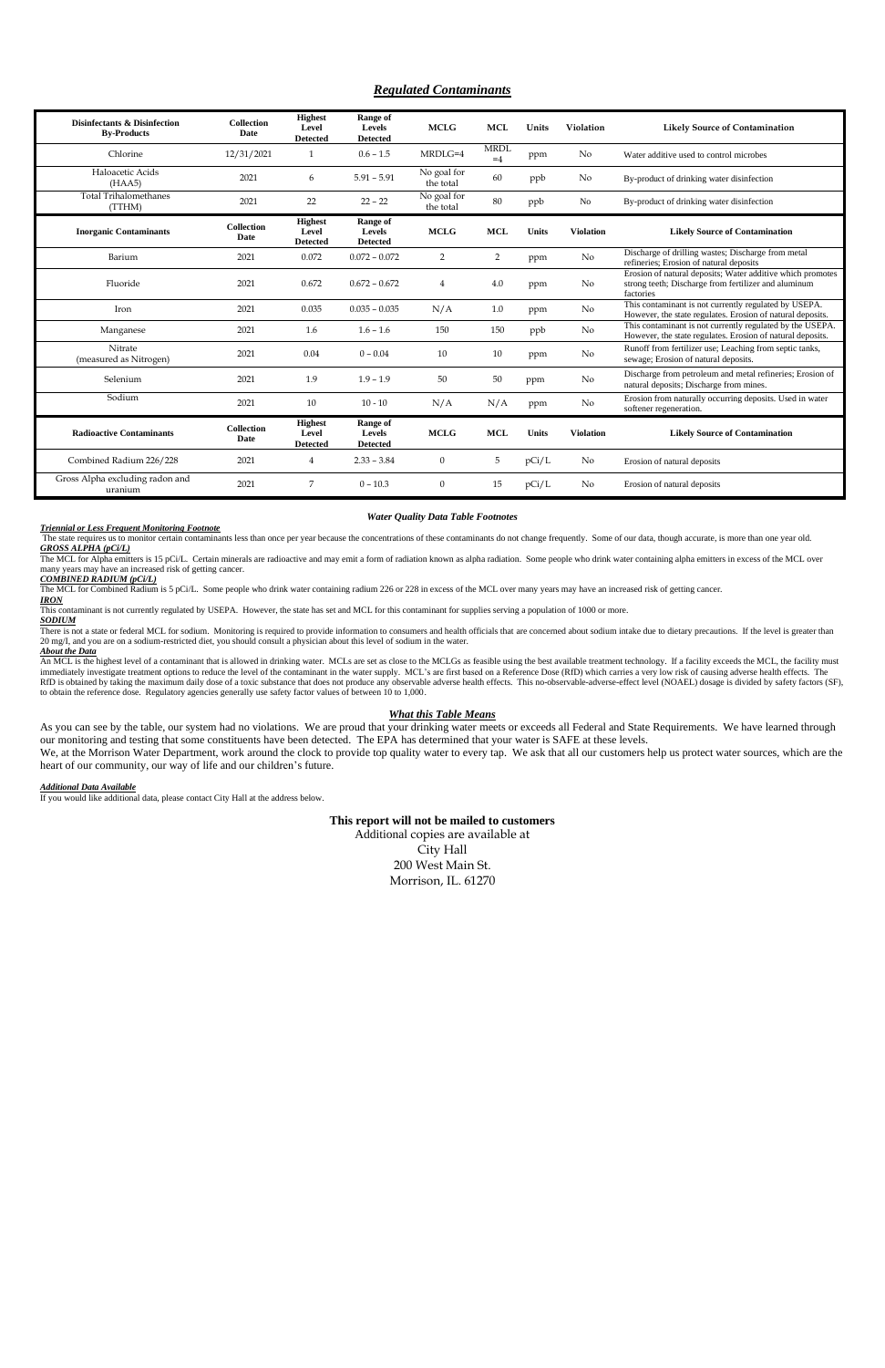## *Regulated Contaminants*

| Disinfectants & Disinfection By-Products | Collection Date | Highest Level Detected | Range of Levels Detected | MCLG | MCL | Units | Violation | Likely Source of Contamination |
|---|---|---|---|---|---|---|---|---|
| Chlorine | 12/31/2021 | 1 | 0.6 – 1.5 | MRDLG=4 | MRDL =4 | ppm | No | Water additive used to control microbes |
| Haloacetic Acids (HAA5) | 2021 | 6 | 5.91 – 5.91 | No goal for the total | 60 | ppb | No | By-product of drinking water disinfection |
| Total Trihalomethanes (TTHM) | 2021 | 22 | 22 – 22 | No goal for the total | 80 | ppb | No | By-product of drinking water disinfection |
| **Inorganic Contaminants** | **Collection Date** | **Highest Level Detected** | **Range of Levels Detected** | **MCLG** | **MCL** | **Units** | **Violation** | **Likely Source of Contamination** |
| Barium | 2021 | 0.072 | 0.072 – 0.072 | 2 | 2 | ppm | No | Discharge of drilling wastes; Discharge from metal refineries; Erosion of natural deposits |
| Fluoride | 2021 | 0.672 | 0.672 – 0.672 | 4 | 4.0 | ppm | No | Erosion of natural deposits; Water additive which promotes strong teeth; Discharge from fertilizer and aluminum factories |
| Iron | 2021 | 0.035 | 0.035 – 0.035 | N/A | 1.0 | ppm | No | This contaminant is not currently regulated by USEPA. However, the state regulates. Erosion of natural deposits. |
| Manganese | 2021 | 1.6 | 1.6 – 1.6 | 150 | 150 | ppb | No | This contaminant is not currently regulated by the USEPA. However, the state regulates. Erosion of natural deposits. |
| Nitrate (measured as Nitrogen) | 2021 | 0.04 | 0 – 0.04 | 10 | 10 | ppm | No | Runoff from fertilizer use; Leaching from septic tanks, sewage; Erosion of natural deposits. |
| Selenium | 2021 | 1.9 | 1.9 – 1.9 | 50 | 50 | ppm | No | Discharge from petroleum and metal refineries; Erosion of natural deposits; Discharge from mines. |
| Sodium | 2021 | 10 | 10 - 10 | N/A | N/A | ppm | No | Erosion from naturally occurring deposits. Used in water softener regeneration. |
| **Radioactive Contaminants** | **Collection Date** | **Highest Level Detected** | **Range of Levels Detected** | **MCLG** | **MCL** | **Units** | **Violation** | **Likely Source of Contamination** |
| Combined Radium 226/228 | 2021 | 4 | 2.33 – 3.84 | 0 | 5 | pCi/L | No | Erosion of natural deposits |
| Gross Alpha excluding radon and uranium | 2021 | 7 | 0 – 10.3 | 0 | 15 | pCi/L | No | Erosion of natural deposits |

### *Water Quality Data Table Footnotes*

***Triennial or Less Frequent Monitoring Footnote***

The state requires us to monitor certain contaminants less than once per year because the concentrations of these contaminants do not change frequently. Some of our data, though accurate, is more than one year old.

***GROSS ALPHA (pCi/L)***

The MCL for Alpha emitters is 15 pCi/L. Certain minerals are radioactive and may emit a form of radiation known as alpha radiation. Some people who drink water containing alpha emitters in excess of the MCL over many years may have an increased risk of getting cancer.

***COMBINED RADIUM (pCi/L)***

The MCL for Combined Radium is 5 pCi/L. Some people who drink water containing radium 226 or 228 in excess of the MCL over many years may have an increased risk of getting cancer.

***IRON***

This contaminant is not currently regulated by USEPA. However, the state has set and MCL for this contaminant for supplies serving a population of 1000 or more.

***SODIUM***

There is not a state or federal MCL for sodium. Monitoring is required to provide information to consumers and health officials that are concerned about sodium intake due to dietary precautions. If the level is greater than 20 mg/l, and you are on a sodium-restricted diet, you should consult a physician about this level of sodium in the water.

***About the Data***

An MCL is the highest level of a contaminant that is allowed in drinking water. MCLs are set as close to the MCLGs as feasible using the best available treatment technology. If a facility exceeds the MCL, the facility must immediately investigate treatment options to reduce the level of the contaminant in the water supply. MCL's are first based on a Reference Dose (RfD) which carries a very low risk of causing adverse health effects. The RfD is obtained by taking the maximum daily dose of a toxic substance that does not produce any observable adverse health effects. This no-observable-adverse-effect level (NOAEL) dosage is divided by safety factors (SF), to obtain the reference dose. Regulatory agencies generally use safety factor values of between 10 to 1,000.

### *What this Table Means*

As you can see by the table, our system had no violations. We are proud that your drinking water meets or exceeds all Federal and State Requirements. We have learned through our monitoring and testing that some constituents have been detected. The EPA has determined that your water is SAFE at these levels.

We, at the Morrison Water Department, work around the clock to provide top quality water to every tap. We ask that all our customers help us protect water sources, which are the heart of our community, our way of life and our children's future.

***Additional Data Available***

If you would like additional data, please contact City Hall at the address below.

**This report will not be mailed to customers**

Additional copies are available at
City Hall
200 West Main St.
Morrison, IL. 61270